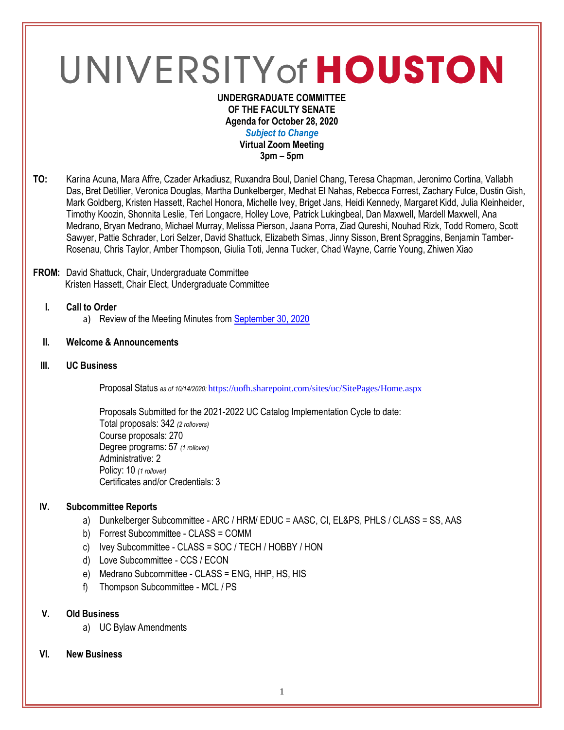# UNIVERSITY of HOUSTON

**UNDERGRADUATE COMMITTEE**
**OF THE FACULTY SENATE**
**Agenda for October 28, 2020**
***Subject to Change***
**Virtual Zoom Meeting**
**3pm – 5pm**

**TO:** Karina Acuna, Mara Affre, Czader Arkadiusz, Ruxandra Boul, Daniel Chang, Teresa Chapman, Jeronimo Cortina, Vallabh Das, Bret Detillier, Veronica Douglas, Martha Dunkelberger, Medhat El Nahas, Rebecca Forrest, Zachary Fulce, Dustin Gish, Mark Goldberg, Kristen Hassett, Rachel Honora, Michelle Ivey, Briget Jans, Heidi Kennedy, Margaret Kidd, Julia Kleinheider, Timothy Koozin, Shonnita Leslie, Teri Longacre, Holley Love, Patrick Lukingbeal, Dan Maxwell, Mardell Maxwell, Ana Medrano, Bryan Medrano, Michael Murray, Melissa Pierson, Jaana Porra, Ziad Qureshi, Nouhad Rizk, Todd Romero, Scott Sawyer, Pattie Schrader, Lori Selzer, David Shattuck, Elizabeth Simas, Jinny Sisson, Brent Spraggins, Benjamin Tamber-Rosenau, Chris Taylor, Amber Thompson, Giulia Toti, Jenna Tucker, Chad Wayne, Carrie Young, Zhiwen Xiao

**FROM:** David Shattuck, Chair, Undergraduate Committee
Kristen Hassett, Chair Elect, Undergraduate Committee

## I. Call to Order

a) Review of the Meeting Minutes from September 30, 2020

## II. Welcome & Announcements

## III. UC Business

Proposal Status *as of 10/14/2020:* https://uofh.sharepoint.com/sites/uc/SitePages/Home.aspx

Proposals Submitted for the 2021-2022 UC Catalog Implementation Cycle to date:
Total proposals: 342 *(2 rollovers)*
Course proposals: 270
Degree programs: 57 *(1 rollover)*
Administrative: 2
Policy: 10 *(1 rollover)*
Certificates and/or Credentials: 3

## IV. Subcommittee Reports

a) Dunkelberger Subcommittee - ARC / HRM/ EDUC = AASC, CI, EL&PS, PHLS / CLASS = SS, AAS
b) Forrest Subcommittee - CLASS = COMM
c) Ivey Subcommittee - CLASS = SOC / TECH / HOBBY / HON
d) Love Subcommittee - CCS / ECON
e) Medrano Subcommittee - CLASS = ENG, HHP, HS, HIS
f) Thompson Subcommittee - MCL / PS

## V. Old Business

a) UC Bylaw Amendments

## VI. New Business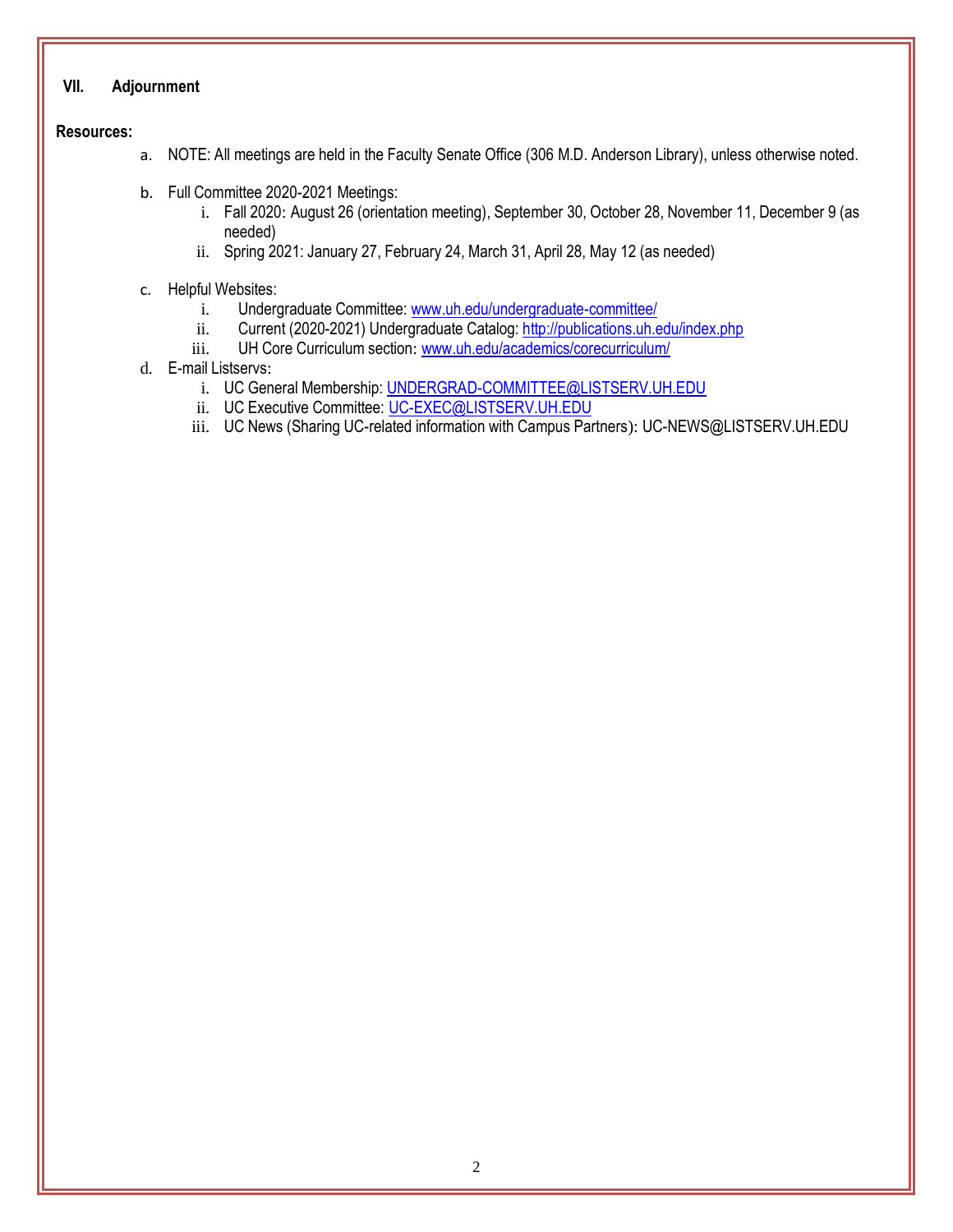## VII. Adjournment

**Resources:**

a. NOTE: All meetings are held in the Faculty Senate Office (306 M.D. Anderson Library), unless otherwise noted.

b. Full Committee 2020-2021 Meetings:
   i. Fall 2020: August 26 (orientation meeting), September 30, October 28, November 11, December 9 (as needed)
   ii. Spring 2021: January 27, February 24, March 31, April 28, May 12 (as needed)

c. Helpful Websites:
   i. Undergraduate Committee: www.uh.edu/undergraduate-committee/
   ii. Current (2020-2021) Undergraduate Catalog: http://publications.uh.edu/index.php
   iii. UH Core Curriculum section: www.uh.edu/academics/corecurriculum/

d. E-mail Listservs:
   i. UC General Membership: UNDERGRAD-COMMITTEE@LISTSERV.UH.EDU
   ii. UC Executive Committee: UC-EXEC@LISTSERV.UH.EDU
   iii. UC News (Sharing UC-related information with Campus Partners): UC-NEWS@LISTSERV.UH.EDU